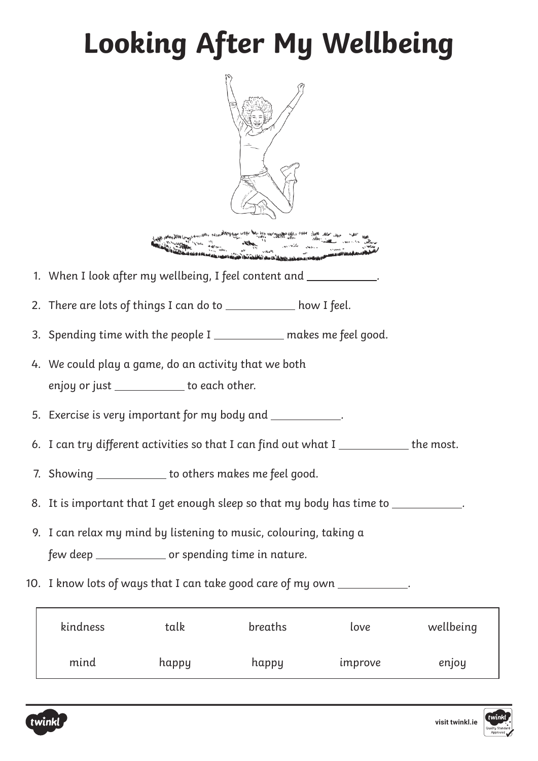# Looking After My Wellbeing

1. When I look after my wellbeing, I feel content and ___________.
2. There are lots of things I can do to ___________ how I feel.
3. Spending time with the people I ___________ makes me feel good.
4. We could play a game, do an activity that we both enjoy or just ___________ to each other.
5. Exercise is very important for my body and ___________.
6. I can try different activities so that I can find out what I ___________ the most.
7. Showing ___________ to others makes me feel good.
8. It is important that I get enough sleep so that my body has time to ___________.
9. I can relax my mind by listening to music, colouring, taking a few deep ___________ or spending time in nature.
10. I know lots of ways that I can take good care of my own ___________.

| kindness | talk | breaths | love | wellbeing |
|---|---|---|---|---|
| mind | happy | happy | improve | enjoy |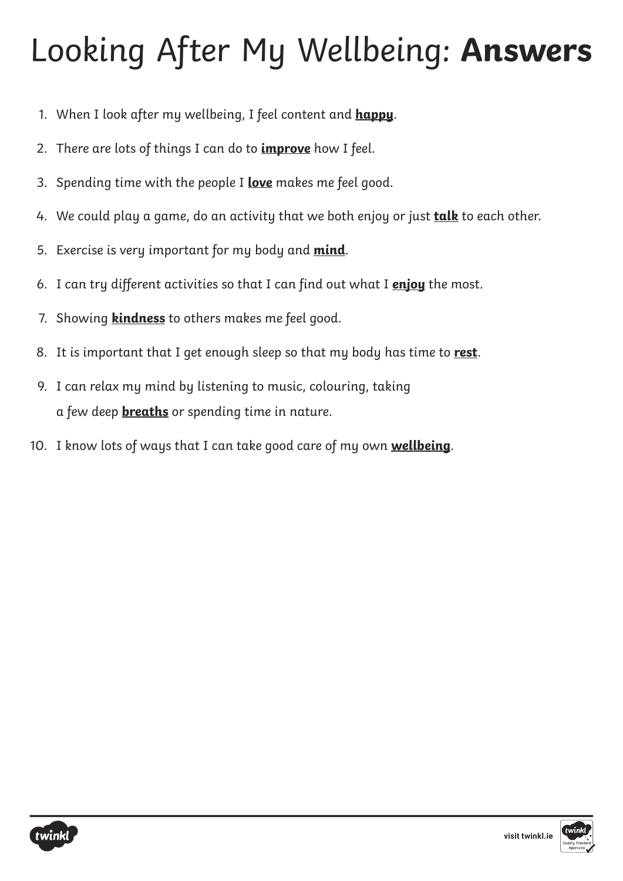# Looking After My Wellbeing: **Answers**

1. When I look after my wellbeing, I feel content and **happy**.
2. There are lots of things I can do to **improve** how I feel.
3. Spending time with the people I **love** makes me feel good.
4. We could play a game, do an activity that we both enjoy or just **talk** to each other.
5. Exercise is very important for my body and **mind**.
6. I can try different activities so that I can find out what I **enjoy** the most.
7. Showing **kindness** to others makes me feel good.
8. It is important that I get enough sleep so that my body has time to **rest**.
9. I can relax my mind by listening to music, colouring, taking a few deep **breaths** or spending time in nature.
10. I know lots of ways that I can take good care of my own **wellbeing**.